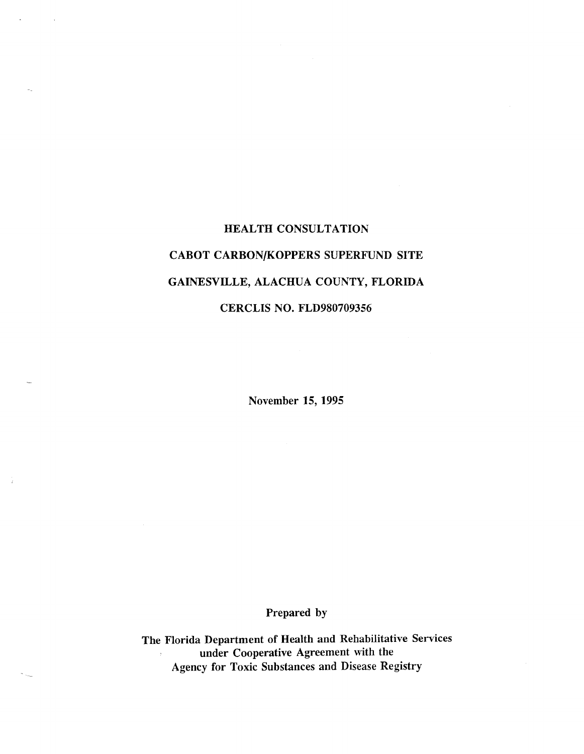# HEALTH CONSULTATION

# CABOT CARBON/KOPPERS SUPERFUND SITE

# GAINESVILLE, ALACHUA COUNTY, FLORIDA

# CERCLIS NO. FLD980709356

**November 15, 1995**

**Prepared by**

**The Florida Department of Health and Rehabilitative Services under Cooperative Agreement with the Agency for Toxic Substances and Disease Registry**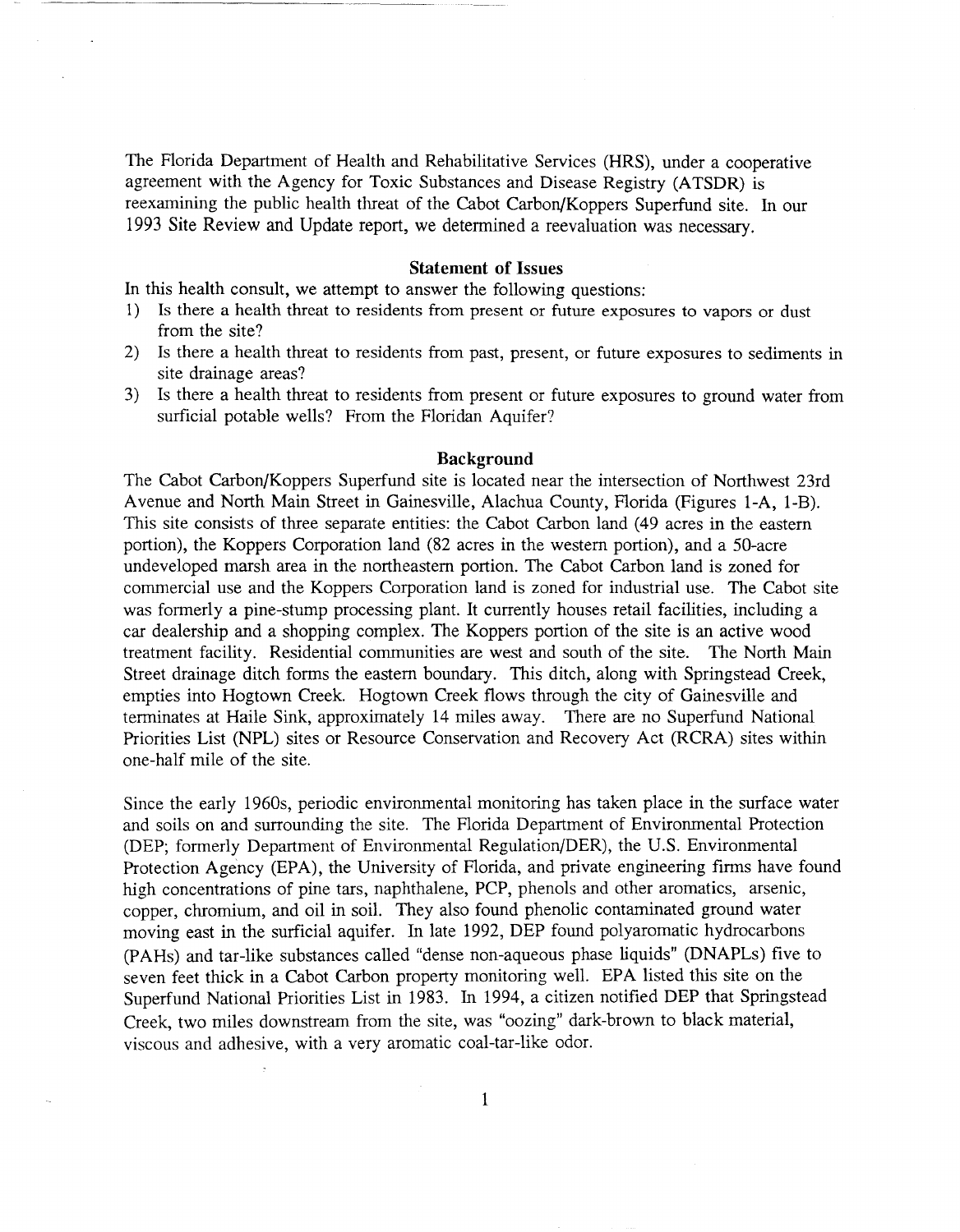The Florida Department of Health and Rehabilitative Services (HRS), under a cooperative agreement with the Agency for Toxic Substances and Disease Registry (ATSDR) is reexamining the public health threat of the Cabot Carbon/Koppers Superfund site. In our 1993 Site Review and Update report, we determined a reevaluation was necessary.

## Statement of Issues

In this health consult, we attempt to answer the following questions:

1) Is there a health threat to residents from present or future exposures to vapors or dust from the site?
2) Is there a health threat to residents from past, present, or future exposures to sediments in site drainage areas?
3) Is there a health threat to residents from present or future exposures to ground water from surficial potable wells? From the Floridan Aquifer?

## Background

The Cabot Carbon/Koppers Superfund site is located near the intersection of Northwest 23rd Avenue and North Main Street in Gainesville, Alachua County, Florida (Figures 1-A, 1-B). This site consists of three separate entities: the Cabot Carbon land (49 acres in the eastern portion), the Koppers Corporation land (82 acres in the western portion), and a 50-acre undeveloped marsh area in the northeastern portion. The Cabot Carbon land is zoned for commercial use and the Koppers Corporation land is zoned for industrial use. The Cabot site was formerly a pine-stump processing plant. It currently houses retail facilities, including a car dealership and a shopping complex. The Koppers portion of the site is an active wood treatment facility. Residential communities are west and south of the site. The North Main Street drainage ditch forms the eastern boundary. This ditch, along with Springstead Creek, empties into Hogtown Creek. Hogtown Creek flows through the city of Gainesville and terminates at Haile Sink, approximately 14 miles away. There are no Superfund National Priorities List (NPL) sites or Resource Conservation and Recovery Act (RCRA) sites within one-half mile of the site.

Since the early 1960s, periodic environmental monitoring has taken place in the surface water and soils on and surrounding the site. The Florida Department of Environmental Protection (DEP; formerly Department of Environmental Regulation/DER), the U.S. Environmental Protection Agency (EPA), the University of Florida, and private engineering firms have found high concentrations of pine tars, naphthalene, PCP, phenols and other aromatics, arsenic, copper, chromium, and oil in soil. They also found phenolic contaminated ground water moving east in the surficial aquifer. In late 1992, DEP found polyaromatic hydrocarbons (PAHs) and tar-like substances called "dense non-aqueous phase liquids" (DNAPLs) five to seven feet thick in a Cabot Carbon property monitoring well. EPA listed this site on the Superfund National Priorities List in 1983. In 1994, a citizen notified DEP that Springstead Creek, two miles downstream from the site, was "oozing" dark-brown to black material, viscous and adhesive, with a very aromatic coal-tar-like odor.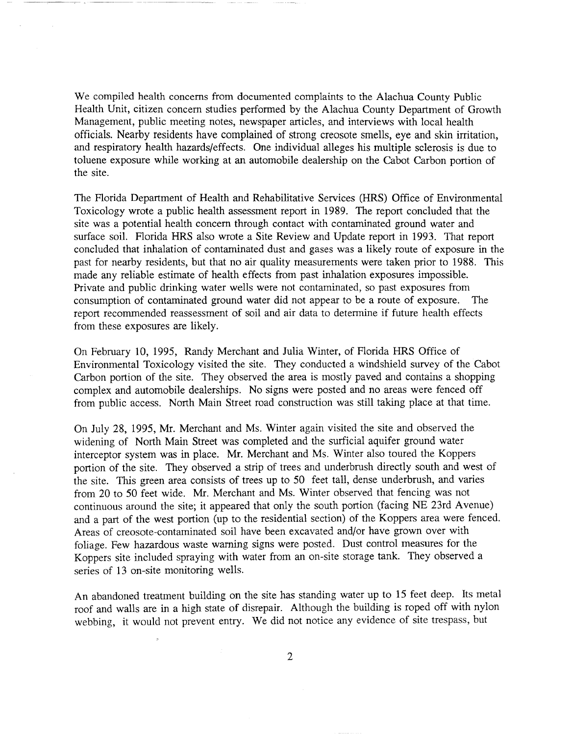We compiled health concerns from documented complaints to the Alachua County Public Health Unit, citizen concern studies performed by the Alachua County Department of Growth Management, public meeting notes, newspaper articles, and interviews with local health officials. Nearby residents have complained of strong creosote smells, eye and skin irritation, and respiratory health hazards/effects. One individual alleges his multiple sclerosis is due to toluene exposure while working at an automobile dealership on the Cabot Carbon portion of the site.

The Florida Department of Health and Rehabilitative Services (HRS) Office of Environmental Toxicology wrote a public health assessment report in 1989. The report concluded that the site was a potential health concern through contact with contaminated ground water and surface soil. Florida HRS also wrote a Site Review and Update report in 1993. That report concluded that inhalation of contaminated dust and gases was a likely route of exposure in the past for nearby residents, but that no air quality measurements were taken prior to 1988. This made any reliable estimate of health effects from past inhalation exposures impossible. Private and public drinking water wells were not contaminated, so past exposures from consumption of contaminated ground water did not appear to be a route of exposure. The report recommended reassessment of soil and air data to determine if future health effects from these exposures are likely.

On February 10, 1995, Randy Merchant and Julia Winter, of Florida HRS Office of Environmental Toxicology visited the site. They conducted a windshield survey of the Cabot Carbon portion of the site. They observed the area is mostly paved and contains a shopping complex and automobile dealerships. No signs were posted and no areas were fenced off from public access. North Main Street road construction was still taking place at that time.

On July 28, 1995, Mr. Merchant and Ms. Winter again visited the site and observed the widening of North Main Street was completed and the surficial aquifer ground water interceptor system was in place. Mr. Merchant and Ms. Winter also toured the Koppers portion of the site. They observed a strip of trees and underbrush directly south and west of the site. This green area consists of trees up to 50 feet tall, dense underbrush, and varies from 20 to 50 feet wide. Mr. Merchant and Ms. Winter observed that fencing was not continuous around the site; it appeared that only the south portion (facing NE 23rd Avenue) and a part of the west portion (up to the residential section) of the Koppers area were fenced. Areas of creosote-contaminated soil have been excavated and/or have grown over with foliage. Few hazardous waste warning signs were posted. Dust control measures for the Koppers site included spraying with water from an on-site storage tank. They observed a series of 13 on-site monitoring wells.

An abandoned treatment building on the site has standing water up to 15 feet deep. Its metal roof and walls are in a high state of disrepair. Although the building is roped off with nylon webbing, it would not prevent entry. We did not notice any evidence of site trespass, but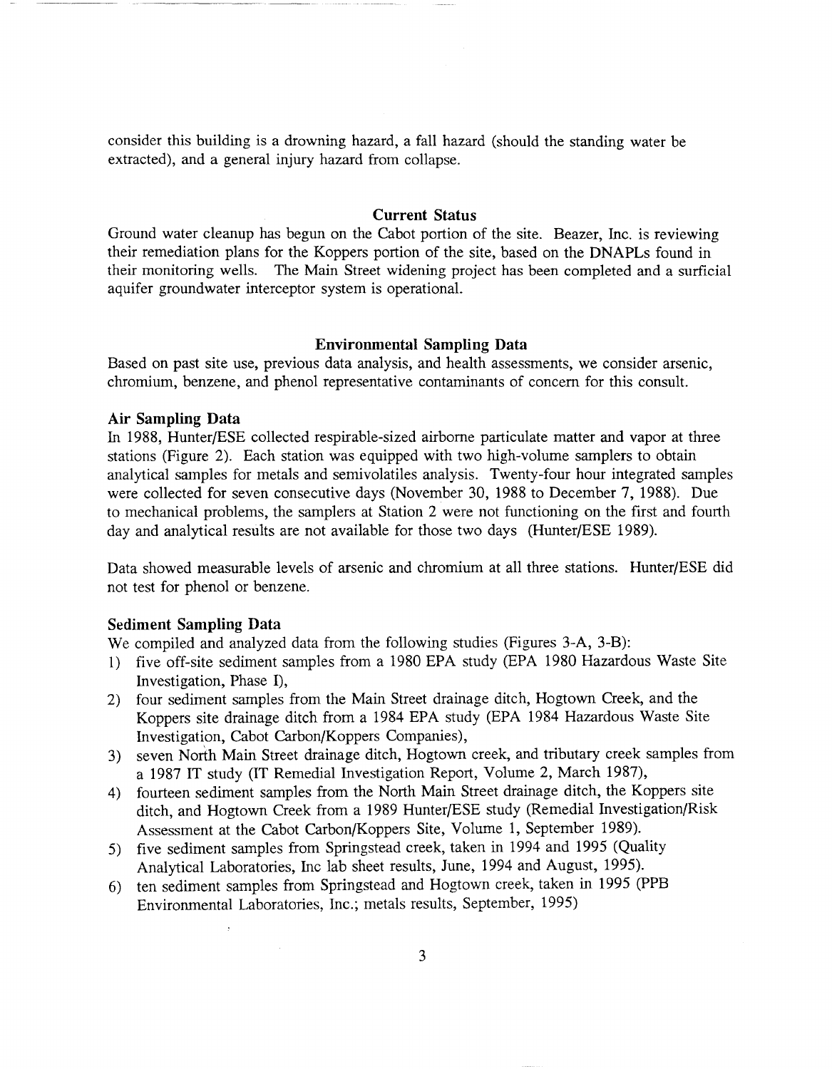consider this building is a drowning hazard, a fall hazard (should the standing water be extracted), and a general injury hazard from collapse.

## Current Status

Ground water cleanup has begun on the Cabot portion of the site. Beazer, Inc. is reviewing their remediation plans for the Koppers portion of the site, based on the DNAPLs found in their monitoring wells. The Main Street widening project has been completed and a surficial aquifer groundwater interceptor system is operational.

## Environmental Sampling Data

Based on past site use, previous data analysis, and health assessments, we consider arsenic, chromium, benzene, and phenol representative contaminants of concern for this consult.

### Air Sampling Data

In 1988, Hunter/ESE collected respirable-sized airborne particulate matter and vapor at three stations (Figure 2). Each station was equipped with two high-volume samplers to obtain analytical samples for metals and semivolatiles analysis. Twenty-four hour integrated samples were collected for seven consecutive days (November 30, 1988 to December 7, 1988). Due to mechanical problems, the samplers at Station 2 were not functioning on the first and fourth day and analytical results are not available for those two days (Hunter/ESE 1989).

Data showed measurable levels of arsenic and chromium at all three stations. Hunter/ESE did not test for phenol or benzene.

### Sediment Sampling Data

We compiled and analyzed data from the following studies (Figures 3-A, 3-B):

1) five off-site sediment samples from a 1980 EPA study (EPA 1980 Hazardous Waste Site Investigation, Phase I),
2) four sediment samples from the Main Street drainage ditch, Hogtown Creek, and the Koppers site drainage ditch from a 1984 EPA study (EPA 1984 Hazardous Waste Site Investigation, Cabot Carbon/Koppers Companies),
3) seven North Main Street drainage ditch, Hogtown creek, and tributary creek samples from a 1987 IT study (IT Remedial Investigation Report, Volume 2, March 1987),
4) fourteen sediment samples from the North Main Street drainage ditch, the Koppers site ditch, and Hogtown Creek from a 1989 Hunter/ESE study (Remedial Investigation/Risk Assessment at the Cabot Carbon/Koppers Site, Volume 1, September 1989).
5) five sediment samples from Springstead creek, taken in 1994 and 1995 (Quality Analytical Laboratories, Inc lab sheet results, June, 1994 and August, 1995).
6) ten sediment samples from Springstead and Hogtown creek, taken in 1995 (PPB Environmental Laboratories, Inc.; metals results, September, 1995)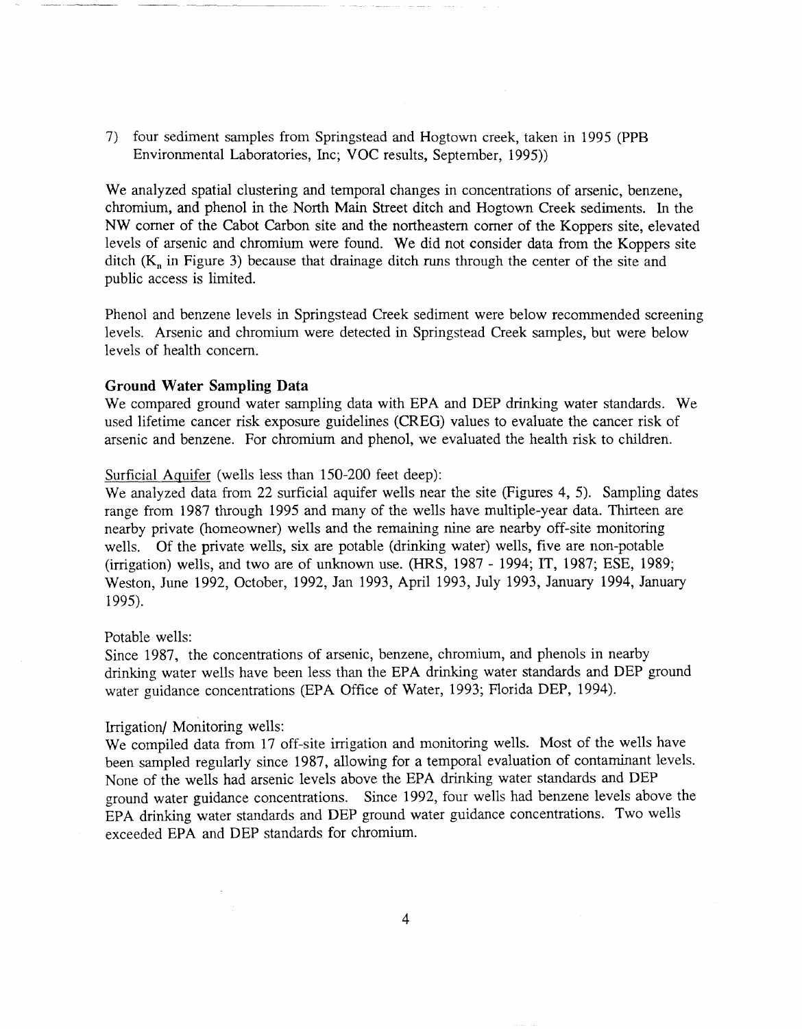7) four sediment samples from Springstead and Hogtown creek, taken in 1995 (PPB Environmental Laboratories, Inc; VOC results, September, 1995))

We analyzed spatial clustering and temporal changes in concentrations of arsenic, benzene, chromium, and phenol in the North Main Street ditch and Hogtown Creek sediments. In the NW corner of the Cabot Carbon site and the northeastern corner of the Koppers site, elevated levels of arsenic and chromium were found. We did not consider data from the Koppers site ditch ($K_n$ in Figure 3) because that drainage ditch runs through the center of the site and public access is limited.

Phenol and benzene levels in Springstead Creek sediment were below recommended screening levels. Arsenic and chromium were detected in Springstead Creek samples, but were below levels of health concern.

**Ground Water Sampling Data**

We compared ground water sampling data with EPA and DEP drinking water standards. We used lifetime cancer risk exposure guidelines (CREG) values to evaluate the cancer risk of arsenic and benzene. For chromium and phenol, we evaluated the health risk to children.

Surficial Aquifer (wells less than 150-200 feet deep):

We analyzed data from 22 surficial aquifer wells near the site (Figures 4, 5). Sampling dates range from 1987 through 1995 and many of the wells have multiple-year data. Thirteen are nearby private (homeowner) wells and the remaining nine are nearby off-site monitoring wells. Of the private wells, six are potable (drinking water) wells, five are non-potable (irrigation) wells, and two are of unknown use. (HRS, 1987 - 1994; IT, 1987; ESE, 1989; Weston, June 1992, October, 1992, Jan 1993, April 1993, July 1993, January 1994, January 1995).

Potable wells:

Since 1987, the concentrations of arsenic, benzene, chromium, and phenols in nearby drinking water wells have been less than the EPA drinking water standards and DEP ground water guidance concentrations (EPA Office of Water, 1993; Florida DEP, 1994).

Irrigation/ Monitoring wells:

We compiled data from 17 off-site irrigation and monitoring wells. Most of the wells have been sampled regularly since 1987, allowing for a temporal evaluation of contaminant levels. None of the wells had arsenic levels above the EPA drinking water standards and DEP ground water guidance concentrations. Since 1992, four wells had benzene levels above the EPA drinking water standards and DEP ground water guidance concentrations. Two wells exceeded EPA and DEP standards for chromium.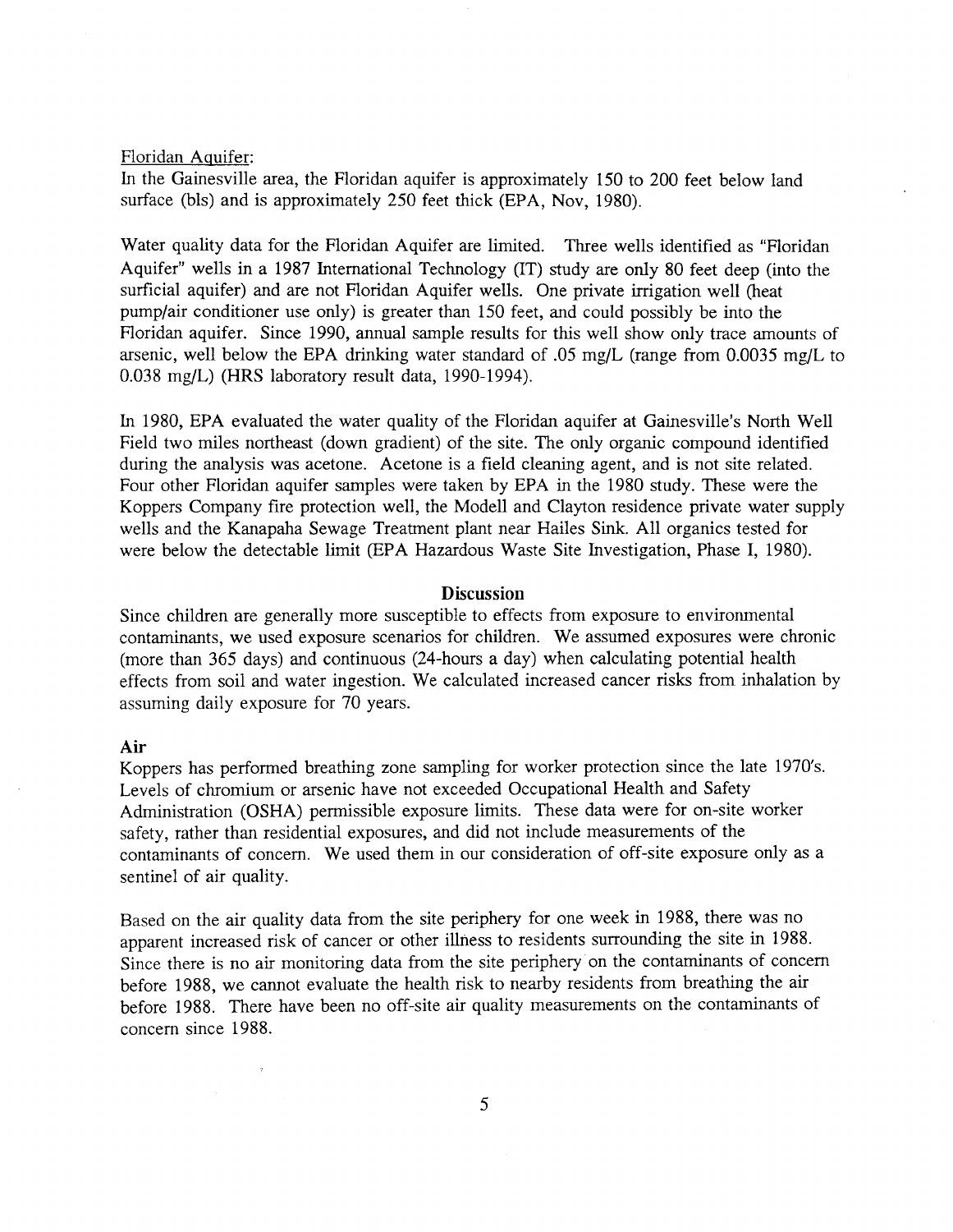Floridan Aquifer:

In the Gainesville area, the Floridan aquifer is approximately 150 to 200 feet below land surface (bls) and is approximately 250 feet thick (EPA, Nov, 1980).

Water quality data for the Floridan Aquifer are limited. Three wells identified as "Floridan Aquifer" wells in a 1987 International Technology (IT) study are only 80 feet deep (into the surficial aquifer) and are not Floridan Aquifer wells. One private irrigation well (heat pump/air conditioner use only) is greater than 150 feet, and could possibly be into the Floridan aquifer. Since 1990, annual sample results for this well show only trace amounts of arsenic, well below the EPA drinking water standard of .05 mg/L (range from 0.0035 mg/L to 0.038 mg/L) (HRS laboratory result data, 1990-1994).

In 1980, EPA evaluated the water quality of the Floridan aquifer at Gainesville's North Well Field two miles northeast (down gradient) of the site. The only organic compound identified during the analysis was acetone. Acetone is a field cleaning agent, and is not site related. Four other Floridan aquifer samples were taken by EPA in the 1980 study. These were the Koppers Company fire protection well, the Modell and Clayton residence private water supply wells and the Kanapaha Sewage Treatment plant near Hailes Sink. All organics tested for were below the detectable limit (EPA Hazardous Waste Site Investigation, Phase I, 1980).

## Discussion

Since children are generally more susceptible to effects from exposure to environmental contaminants, we used exposure scenarios for children. We assumed exposures were chronic (more than 365 days) and continuous (24-hours a day) when calculating potential health effects from soil and water ingestion. We calculated increased cancer risks from inhalation by assuming daily exposure for 70 years.

### Air

Koppers has performed breathing zone sampling for worker protection since the late 1970's. Levels of chromium or arsenic have not exceeded Occupational Health and Safety Administration (OSHA) permissible exposure limits. These data were for on-site worker safety, rather than residential exposures, and did not include measurements of the contaminants of concern. We used them in our consideration of off-site exposure only as a sentinel of air quality.

Based on the air quality data from the site periphery for one week in 1988, there was no apparent increased risk of cancer or other illness to residents surrounding the site in 1988. Since there is no air monitoring data from the site periphery on the contaminants of concern before 1988, we cannot evaluate the health risk to nearby residents from breathing the air before 1988. There have been no off-site air quality measurements on the contaminants of concern since 1988.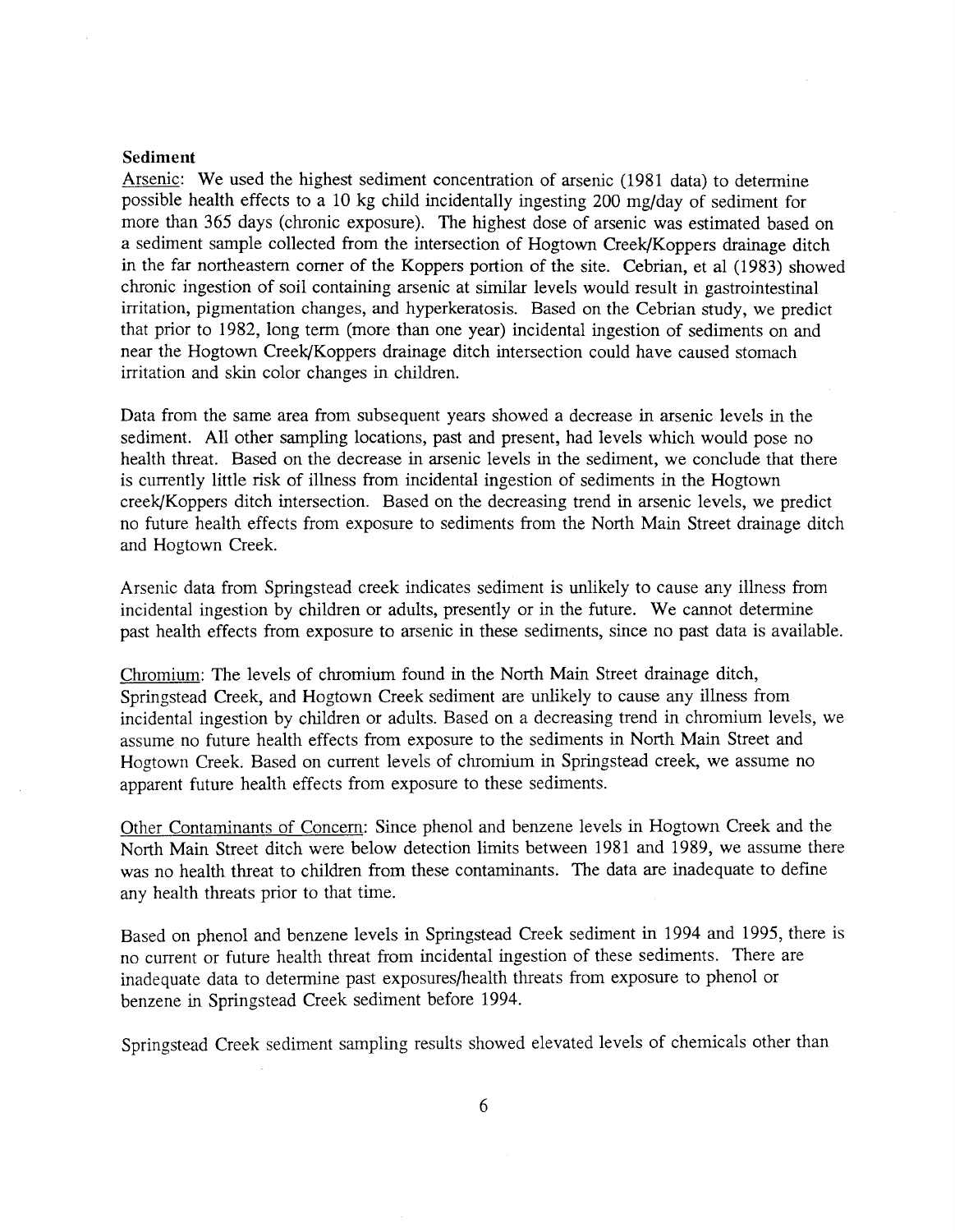**Sediment**

Arsenic: We used the highest sediment concentration of arsenic (1981 data) to determine possible health effects to a 10 kg child incidentally ingesting 200 mg/day of sediment for more than 365 days (chronic exposure). The highest dose of arsenic was estimated based on a sediment sample collected from the intersection of Hogtown Creek/Koppers drainage ditch in the far northeastern corner of the Koppers portion of the site. Cebrian, et al (1983) showed chronic ingestion of soil containing arsenic at similar levels would result in gastrointestinal irritation, pigmentation changes, and hyperkeratosis. Based on the Cebrian study, we predict that prior to 1982, long term (more than one year) incidental ingestion of sediments on and near the Hogtown Creek/Koppers drainage ditch intersection could have caused stomach irritation and skin color changes in children.

Data from the same area from subsequent years showed a decrease in arsenic levels in the sediment. All other sampling locations, past and present, had levels which would pose no health threat. Based on the decrease in arsenic levels in the sediment, we conclude that there is currently little risk of illness from incidental ingestion of sediments in the Hogtown creek/Koppers ditch intersection. Based on the decreasing trend in arsenic levels, we predict no future health effects from exposure to sediments from the North Main Street drainage ditch and Hogtown Creek.

Arsenic data from Springstead creek indicates sediment is unlikely to cause any illness from incidental ingestion by children or adults, presently or in the future. We cannot determine past health effects from exposure to arsenic in these sediments, since no past data is available.

Chromium: The levels of chromium found in the North Main Street drainage ditch, Springstead Creek, and Hogtown Creek sediment are unlikely to cause any illness from incidental ingestion by children or adults. Based on a decreasing trend in chromium levels, we assume no future health effects from exposure to the sediments in North Main Street and Hogtown Creek. Based on current levels of chromium in Springstead creek, we assume no apparent future health effects from exposure to these sediments.

Other Contaminants of Concern: Since phenol and benzene levels in Hogtown Creek and the North Main Street ditch were below detection limits between 1981 and 1989, we assume there was no health threat to children from these contaminants. The data are inadequate to define any health threats prior to that time.

Based on phenol and benzene levels in Springstead Creek sediment in 1994 and 1995, there is no current or future health threat from incidental ingestion of these sediments. There are inadequate data to determine past exposures/health threats from exposure to phenol or benzene in Springstead Creek sediment before 1994.

Springstead Creek sediment sampling results showed elevated levels of chemicals other than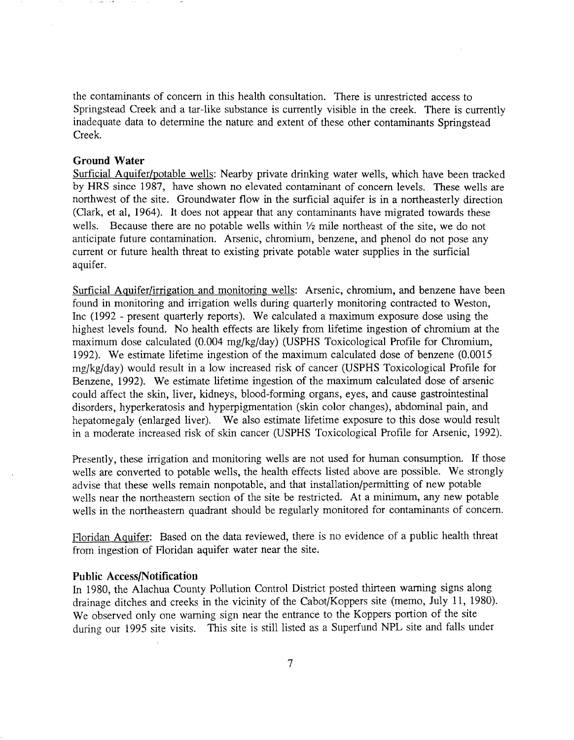the contaminants of concern in this health consultation. There is unrestricted access to Springstead Creek and a tar-like substance is currently visible in the creek. There is currently inadequate data to determine the nature and extent of these other contaminants Springstead Creek.

### Ground Water

Surficial Aquifer/potable wells: Nearby private drinking water wells, which have been tracked by HRS since 1987, have shown no elevated contaminant of concern levels. These wells are northwest of the site. Groundwater flow in the surficial aquifer is in a northeasterly direction (Clark, et al, 1964). It does not appear that any contaminants have migrated towards these wells. Because there are no potable wells within ½ mile northeast of the site, we do not anticipate future contamination. Arsenic, chromium, benzene, and phenol do not pose any current or future health threat to existing private potable water supplies in the surficial aquifer.

Surficial Aquifer/irrigation and monitoring wells: Arsenic, chromium, and benzene have been found in monitoring and irrigation wells during quarterly monitoring contracted to Weston, Inc (1992 - present quarterly reports). We calculated a maximum exposure dose using the highest levels found. No health effects are likely from lifetime ingestion of chromium at the maximum dose calculated (0.004 mg/kg/day) (USPHS Toxicological Profile for Chromium, 1992). We estimate lifetime ingestion of the maximum calculated dose of benzene (0.0015 mg/kg/day) would result in a low increased risk of cancer (USPHS Toxicological Profile for Benzene, 1992). We estimate lifetime ingestion of the maximum calculated dose of arsenic could affect the skin, liver, kidneys, blood-forming organs, eyes, and cause gastrointestinal disorders, hyperkeratosis and hyperpigmentation (skin color changes), abdominal pain, and hepatomegaly (enlarged liver). We also estimate lifetime exposure to this dose would result in a moderate increased risk of skin cancer (USPHS Toxicological Profile for Arsenic, 1992).

Presently, these irrigation and monitoring wells are not used for human consumption. If those wells are converted to potable wells, the health effects listed above are possible. We strongly advise that these wells remain nonpotable, and that installation/permitting of new potable wells near the northeastern section of the site be restricted. At a minimum, any new potable wells in the northeastern quadrant should be regularly monitored for contaminants of concern.

Floridan Aquifer: Based on the data reviewed, there is no evidence of a public health threat from ingestion of Floridan aquifer water near the site.

### Public Access/Notification

In 1980, the Alachua County Pollution Control District posted thirteen warning signs along drainage ditches and creeks in the vicinity of the Cabot/Koppers site (memo, July 11, 1980). We observed only one warning sign near the entrance to the Koppers portion of the site during our 1995 site visits. This site is still listed as a Superfund NPL site and falls under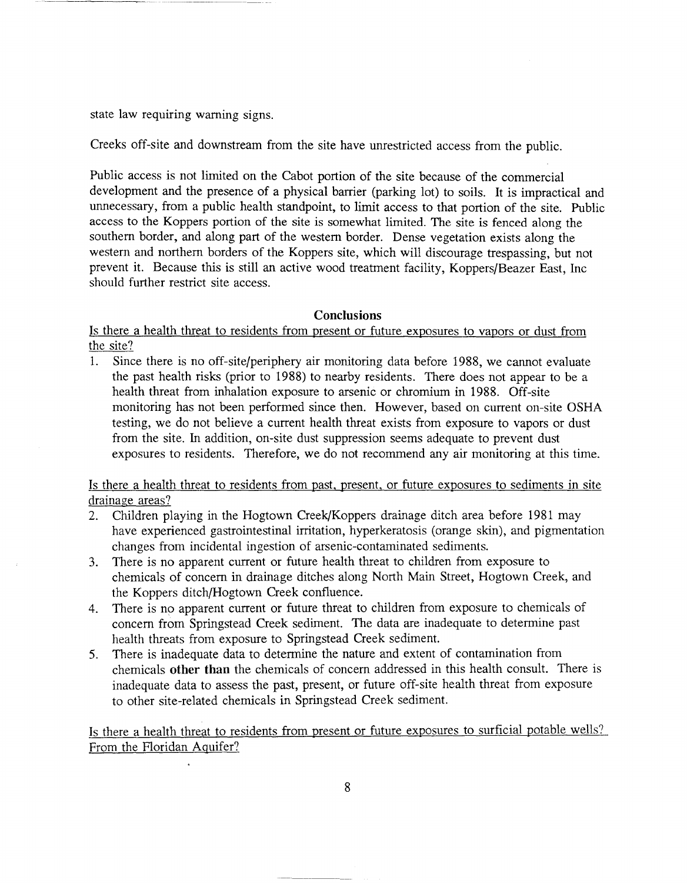state law requiring warning signs.

Creeks off-site and downstream from the site have unrestricted access from the public.

Public access is not limited on the Cabot portion of the site because of the commercial development and the presence of a physical barrier (parking lot) to soils. It is impractical and unnecessary, from a public health standpoint, to limit access to that portion of the site. Public access to the Koppers portion of the site is somewhat limited. The site is fenced along the southern border, and along part of the western border. Dense vegetation exists along the western and northern borders of the Koppers site, which will discourage trespassing, but not prevent it. Because this is still an active wood treatment facility, Koppers/Beazer East, Inc should further restrict site access.

## Conclusions

Is there a health threat to residents from present or future exposures to vapors or dust from the site?

1. Since there is no off-site/periphery air monitoring data before 1988, we cannot evaluate the past health risks (prior to 1988) to nearby residents. There does not appear to be a health threat from inhalation exposure to arsenic or chromium in 1988. Off-site monitoring has not been performed since then. However, based on current on-site OSHA testing, we do not believe a current health threat exists from exposure to vapors or dust from the site. In addition, on-site dust suppression seems adequate to prevent dust exposures to residents. Therefore, we do not recommend any air monitoring at this time.

Is there a health threat to residents from past, present, or future exposures to sediments in site drainage areas?

2. Children playing in the Hogtown Creek/Koppers drainage ditch area before 1981 may have experienced gastrointestinal irritation, hyperkeratosis (orange skin), and pigmentation changes from incidental ingestion of arsenic-contaminated sediments.
3. There is no apparent current or future health threat to children from exposure to chemicals of concern in drainage ditches along North Main Street, Hogtown Creek, and the Koppers ditch/Hogtown Creek confluence.
4. There is no apparent current or future threat to children from exposure to chemicals of concern from Springstead Creek sediment. The data are inadequate to determine past health threats from exposure to Springstead Creek sediment.
5. There is inadequate data to determine the nature and extent of contamination from chemicals **other than** the chemicals of concern addressed in this health consult. There is inadequate data to assess the past, present, or future off-site health threat from exposure to other site-related chemicals in Springstead Creek sediment.

Is there a health threat to residents from present or future exposures to surficial potable wells? From the Floridan Aquifer?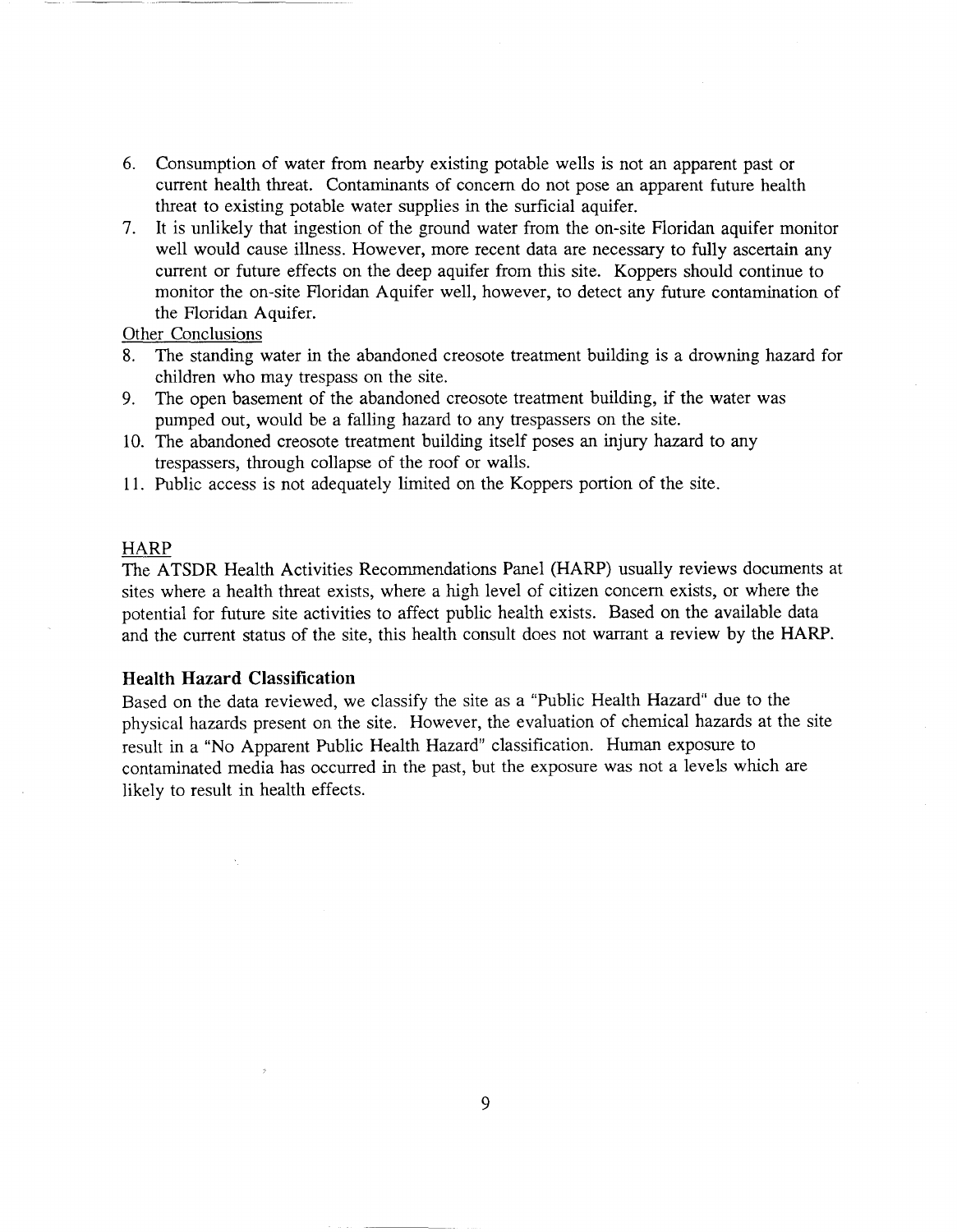6. Consumption of water from nearby existing potable wells is not an apparent past or current health threat. Contaminants of concern do not pose an apparent future health threat to existing potable water supplies in the surficial aquifer.
7. It is unlikely that ingestion of the ground water from the on-site Floridan aquifer monitor well would cause illness. However, more recent data are necessary to fully ascertain any current or future effects on the deep aquifer from this site. Koppers should continue to monitor the on-site Floridan Aquifer well, however, to detect any future contamination of the Floridan Aquifer.

Other Conclusions

8. The standing water in the abandoned creosote treatment building is a drowning hazard for children who may trespass on the site.
9. The open basement of the abandoned creosote treatment building, if the water was pumped out, would be a falling hazard to any trespassers on the site.
10. The abandoned creosote treatment building itself poses an injury hazard to any trespassers, through collapse of the roof or walls.
11. Public access is not adequately limited on the Koppers portion of the site.

HARP

The ATSDR Health Activities Recommendations Panel (HARP) usually reviews documents at sites where a health threat exists, where a high level of citizen concern exists, or where the potential for future site activities to affect public health exists. Based on the available data and the current status of the site, this health consult does not warrant a review by the HARP.

### Health Hazard Classification

Based on the data reviewed, we classify the site as a "Public Health Hazard" due to the physical hazards present on the site. However, the evaluation of chemical hazards at the site result in a "No Apparent Public Health Hazard" classification. Human exposure to contaminated media has occurred in the past, but the exposure was not a levels which are likely to result in health effects.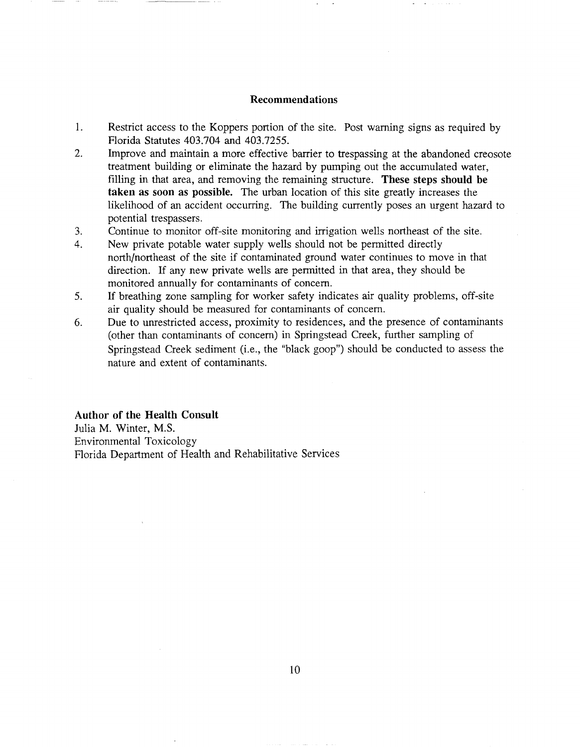## Recommendations

1. Restrict access to the Koppers portion of the site. Post warning signs as required by Florida Statutes 403.704 and 403.7255.
2. Improve and maintain a more effective barrier to trespassing at the abandoned creosote treatment building or eliminate the hazard by pumping out the accumulated water, filling in that area, and removing the remaining structure. **These steps should be taken as soon as possible.** The urban location of this site greatly increases the likelihood of an accident occurring. The building currently poses an urgent hazard to potential trespassers.
3. Continue to monitor off-site monitoring and irrigation wells northeast of the site.
4. New private potable water supply wells should not be permitted directly north/northeast of the site if contaminated ground water continues to move in that direction. If any new private wells are permitted in that area, they should be monitored annually for contaminants of concern.
5. If breathing zone sampling for worker safety indicates air quality problems, off-site air quality should be measured for contaminants of concern.
6. Due to unrestricted access, proximity to residences, and the presence of contaminants (other than contaminants of concern) in Springstead Creek, further sampling of Springstead Creek sediment (i.e., the "black goop") should be conducted to assess the nature and extent of contaminants.

**Author of the Health Consult**
Julia M. Winter, M.S.
Environmental Toxicology
Florida Department of Health and Rehabilitative Services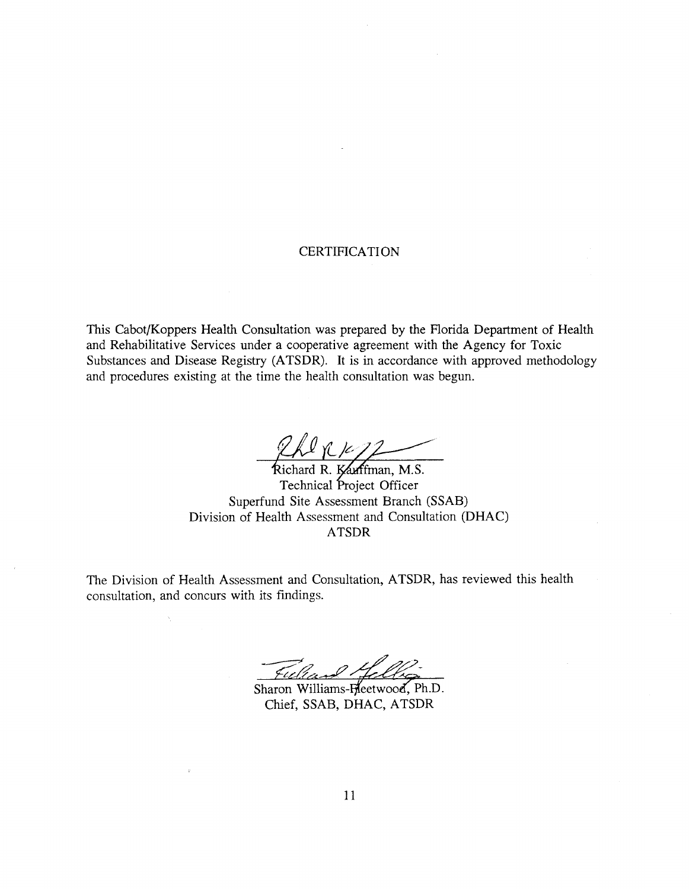## CERTIFICATION

This Cabot/Koppers Health Consultation was prepared by the Florida Department of Health and Rehabilitative Services under a cooperative agreement with the Agency for Toxic Substances and Disease Registry (ATSDR). It is in accordance with approved methodology and procedures existing at the time the health consultation was begun.

Richard R. Kauffman, M.S.
Technical Project Officer
Superfund Site Assessment Branch (SSAB)
Division of Health Assessment and Consultation (DHAC)
ATSDR

The Division of Health Assessment and Consultation, ATSDR, has reviewed this health consultation, and concurs with its findings.

Sharon Williams-Fleetwood, Ph.D.
Chief, SSAB, DHAC, ATSDR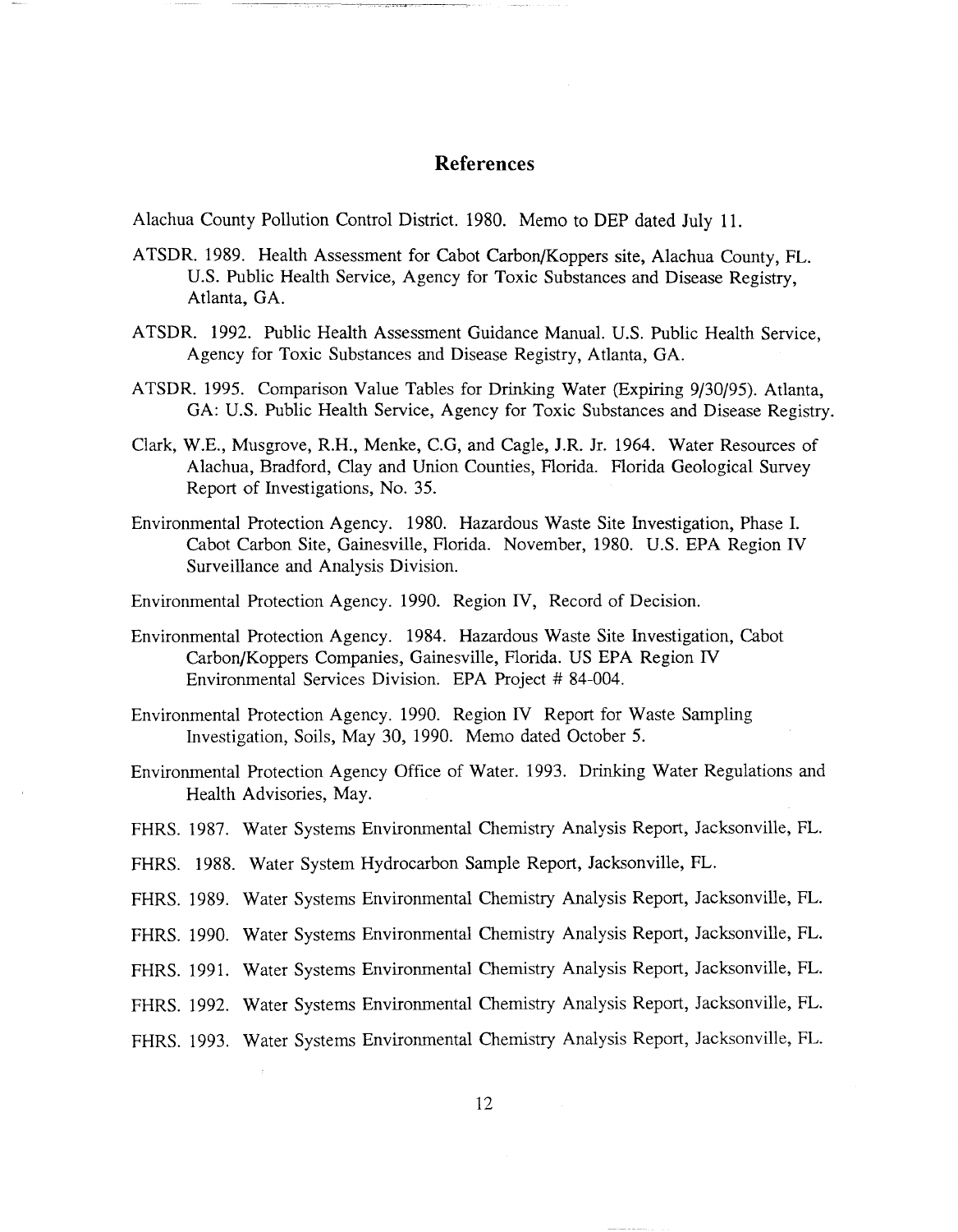## References

Alachua County Pollution Control District. 1980. Memo to DEP dated July 11.

ATSDR. 1989. Health Assessment for Cabot Carbon/Koppers site, Alachua County, FL. U.S. Public Health Service, Agency for Toxic Substances and Disease Registry, Atlanta, GA.

ATSDR. 1992. Public Health Assessment Guidance Manual. U.S. Public Health Service, Agency for Toxic Substances and Disease Registry, Atlanta, GA.

ATSDR. 1995. Comparison Value Tables for Drinking Water (Expiring 9/30/95). Atlanta, GA: U.S. Public Health Service, Agency for Toxic Substances and Disease Registry.

Clark, W.E., Musgrove, R.H., Menke, C.G, and Cagle, J.R. Jr. 1964. Water Resources of Alachua, Bradford, Clay and Union Counties, Florida. Florida Geological Survey Report of Investigations, No. 35.

Environmental Protection Agency. 1980. Hazardous Waste Site Investigation, Phase I. Cabot Carbon Site, Gainesville, Florida. November, 1980. U.S. EPA Region IV Surveillance and Analysis Division.

Environmental Protection Agency. 1990. Region IV, Record of Decision.

Environmental Protection Agency. 1984. Hazardous Waste Site Investigation, Cabot Carbon/Koppers Companies, Gainesville, Florida. US EPA Region IV Environmental Services Division. EPA Project # 84-004.

Environmental Protection Agency. 1990. Region IV Report for Waste Sampling Investigation, Soils, May 30, 1990. Memo dated October 5.

Environmental Protection Agency Office of Water. 1993. Drinking Water Regulations and Health Advisories, May.

FHRS. 1987. Water Systems Environmental Chemistry Analysis Report, Jacksonville, FL.

FHRS. 1988. Water System Hydrocarbon Sample Report, Jacksonville, FL.

FHRS. 1989. Water Systems Environmental Chemistry Analysis Report, Jacksonville, FL.

FHRS. 1990. Water Systems Environmental Chemistry Analysis Report, Jacksonville, FL.

FHRS. 1991. Water Systems Environmental Chemistry Analysis Report, Jacksonville, FL.

FHRS. 1992. Water Systems Environmental Chemistry Analysis Report, Jacksonville, FL.

FHRS. 1993. Water Systems Environmental Chemistry Analysis Report, Jacksonville, FL.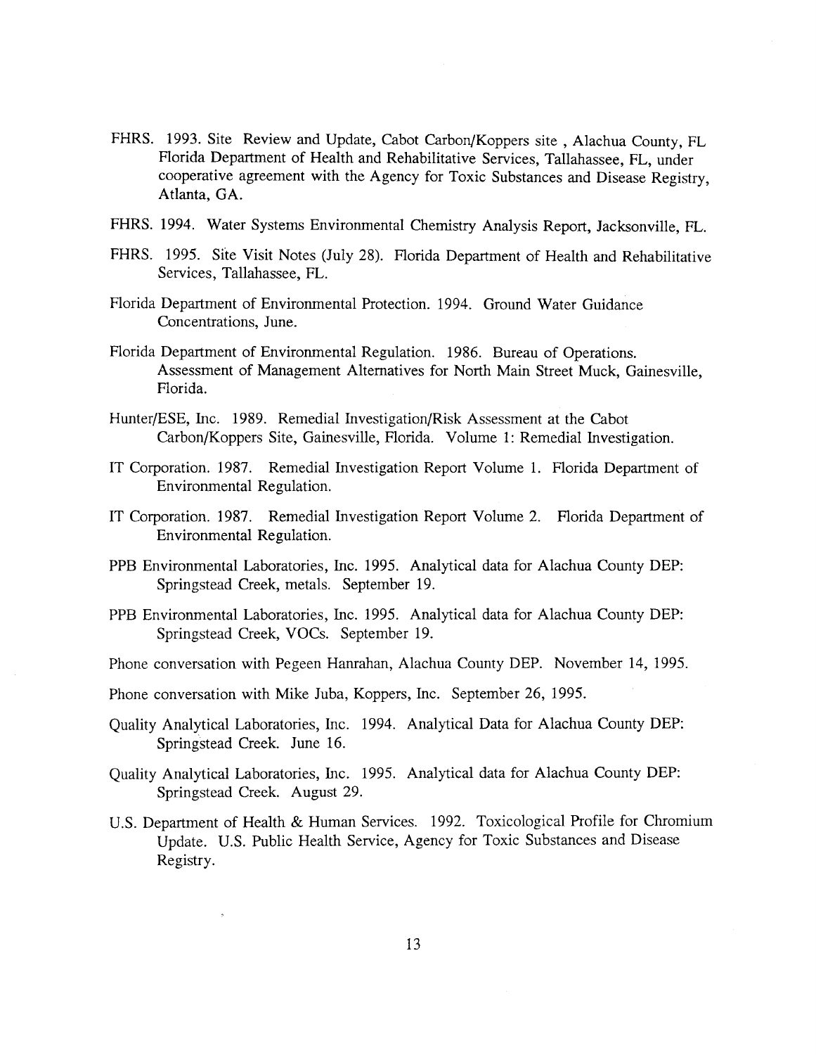FHRS. 1993. Site Review and Update, Cabot Carbon/Koppers site , Alachua County, FL Florida Department of Health and Rehabilitative Services, Tallahassee, FL, under cooperative agreement with the Agency for Toxic Substances and Disease Registry, Atlanta, GA.

FHRS. 1994. Water Systems Environmental Chemistry Analysis Report, Jacksonville, FL.

FHRS. 1995. Site Visit Notes (July 28). Florida Department of Health and Rehabilitative Services, Tallahassee, FL.

Florida Department of Environmental Protection. 1994. Ground Water Guidance Concentrations, June.

Florida Department of Environmental Regulation. 1986. Bureau of Operations. Assessment of Management Alternatives for North Main Street Muck, Gainesville, Florida.

Hunter/ESE, Inc. 1989. Remedial Investigation/Risk Assessment at the Cabot Carbon/Koppers Site, Gainesville, Florida. Volume 1: Remedial Investigation.

IT Corporation. 1987. Remedial Investigation Report Volume 1. Florida Department of Environmental Regulation.

IT Corporation. 1987. Remedial Investigation Report Volume 2. Florida Department of Environmental Regulation.

PPB Environmental Laboratories, Inc. 1995. Analytical data for Alachua County DEP: Springstead Creek, metals. September 19.

PPB Environmental Laboratories, Inc. 1995. Analytical data for Alachua County DEP: Springstead Creek, VOCs. September 19.

Phone conversation with Pegeen Hanrahan, Alachua County DEP. November 14, 1995.

Phone conversation with Mike Juba, Koppers, Inc. September 26, 1995.

Quality Analytical Laboratories, Inc. 1994. Analytical Data for Alachua County DEP: Springstead Creek. June 16.

Quality Analytical Laboratories, Inc. 1995. Analytical data for Alachua County DEP: Springstead Creek. August 29.

U.S. Department of Health & Human Services. 1992. Toxicological Profile for Chromium Update. U.S. Public Health Service, Agency for Toxic Substances and Disease Registry.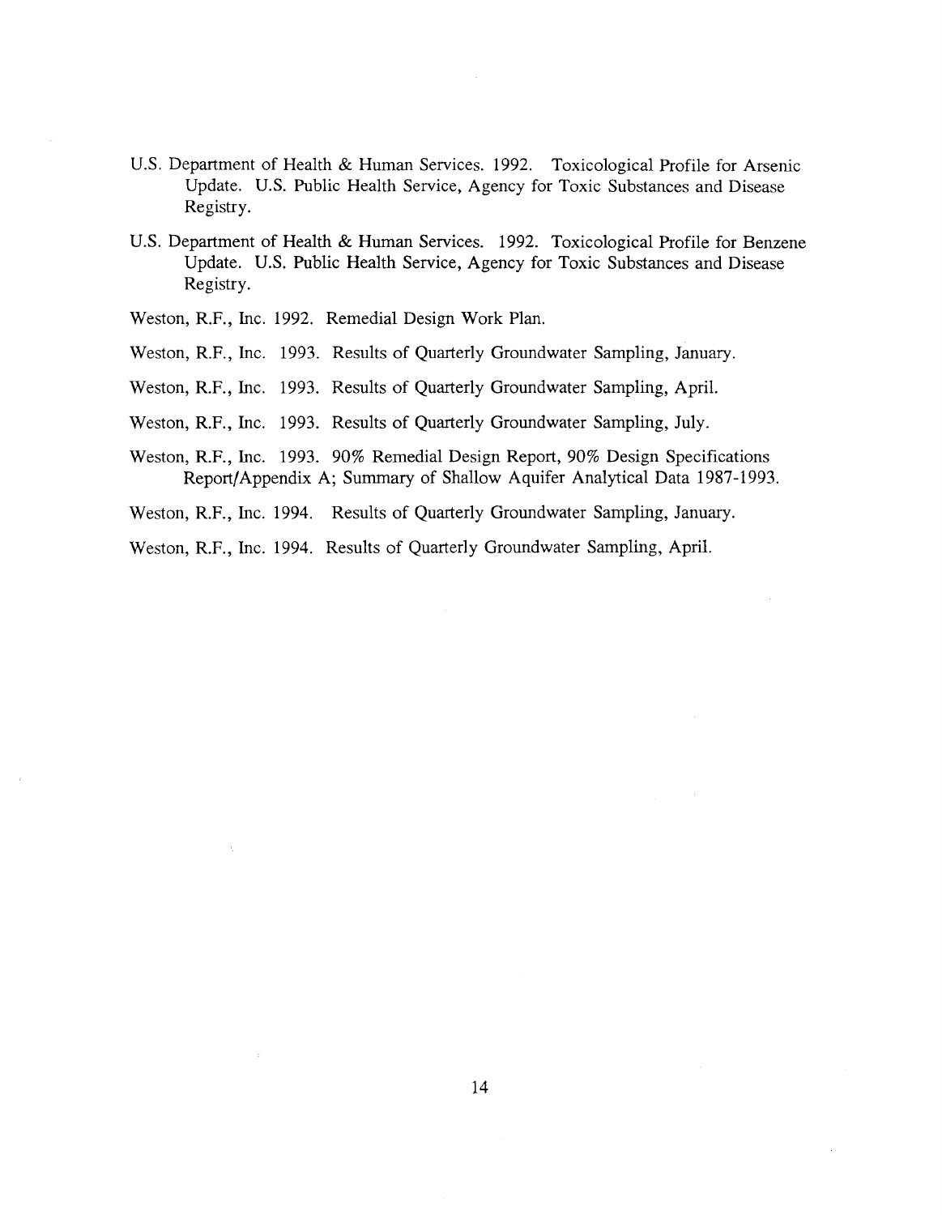U.S. Department of Health & Human Services. 1992. Toxicological Profile for Arsenic Update. U.S. Public Health Service, Agency for Toxic Substances and Disease Registry.

U.S. Department of Health & Human Services. 1992. Toxicological Profile for Benzene Update. U.S. Public Health Service, Agency for Toxic Substances and Disease Registry.

Weston, R.F., Inc. 1992. Remedial Design Work Plan.

Weston, R.F., Inc. 1993. Results of Quarterly Groundwater Sampling, January.

Weston, R.F., Inc. 1993. Results of Quarterly Groundwater Sampling, April.

Weston, R.F., Inc. 1993. Results of Quarterly Groundwater Sampling, July.

Weston, R.F., Inc. 1993. 90% Remedial Design Report, 90% Design Specifications Report/Appendix A; Summary of Shallow Aquifer Analytical Data 1987-1993.

Weston, R.F., Inc. 1994. Results of Quarterly Groundwater Sampling, January.

Weston, R.F., Inc. 1994. Results of Quarterly Groundwater Sampling, April.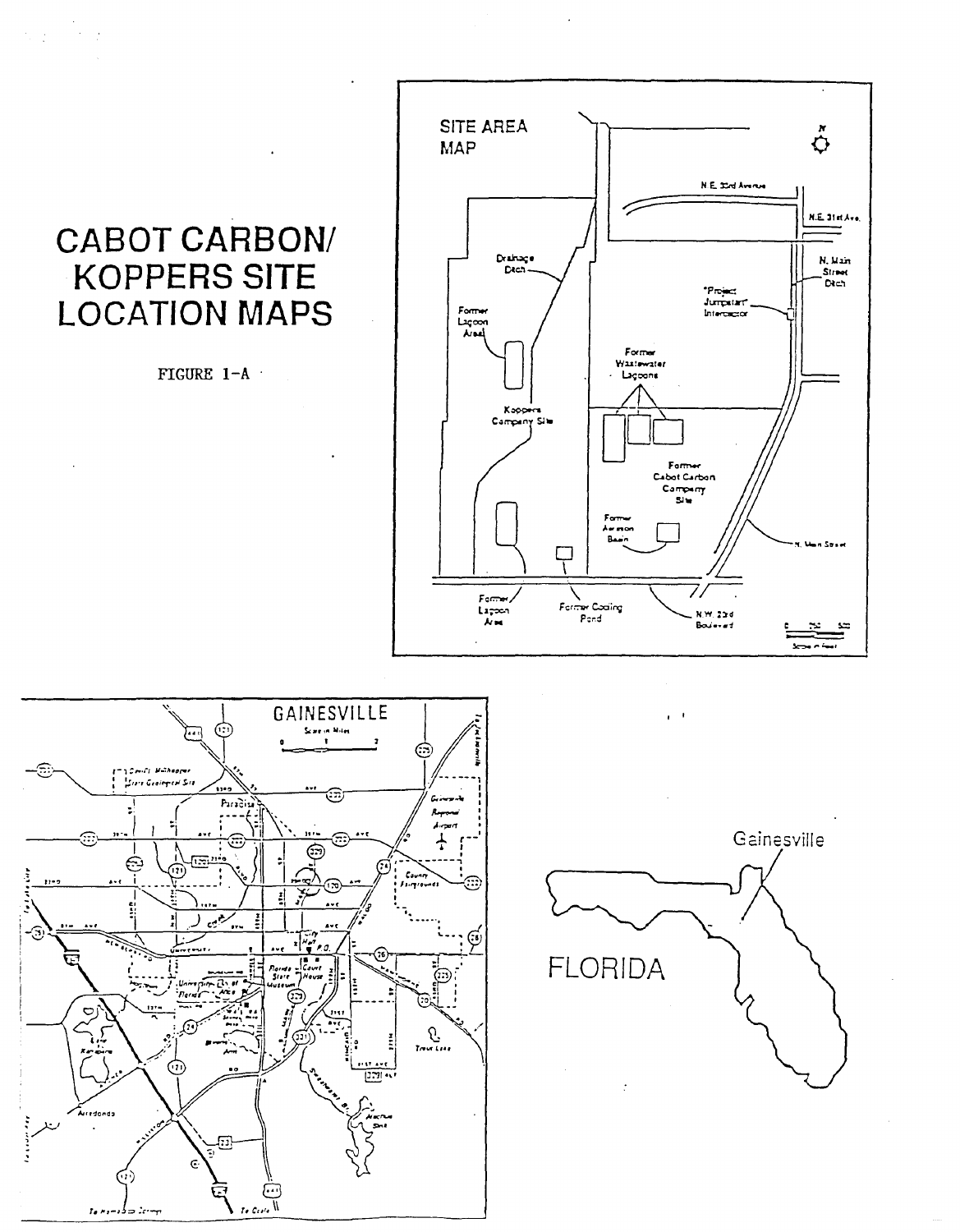# CABOT CARBON/ KOPPERS SITE LOCATION MAPS

FIGURE 1-A

SITE AREA MAP

N.E. 33rd Avenue

N.E. 31st Ave.

N. Main Street Ditch

"Project Jumpstart" Interceptor

Drainage Ditch

Former Lagoon Area

Former Wastewater Lagoons

Koppers Company Site

Former Cabot Carbon Company Site

Former Aeration Basin

N. Main Street

Former Lagoon Area

Former Cooling Pond

N.W. 23rd Boulevard

Scale in Feet

GAINESVILLE

Scale in Miles

FLORIDA

Gainesville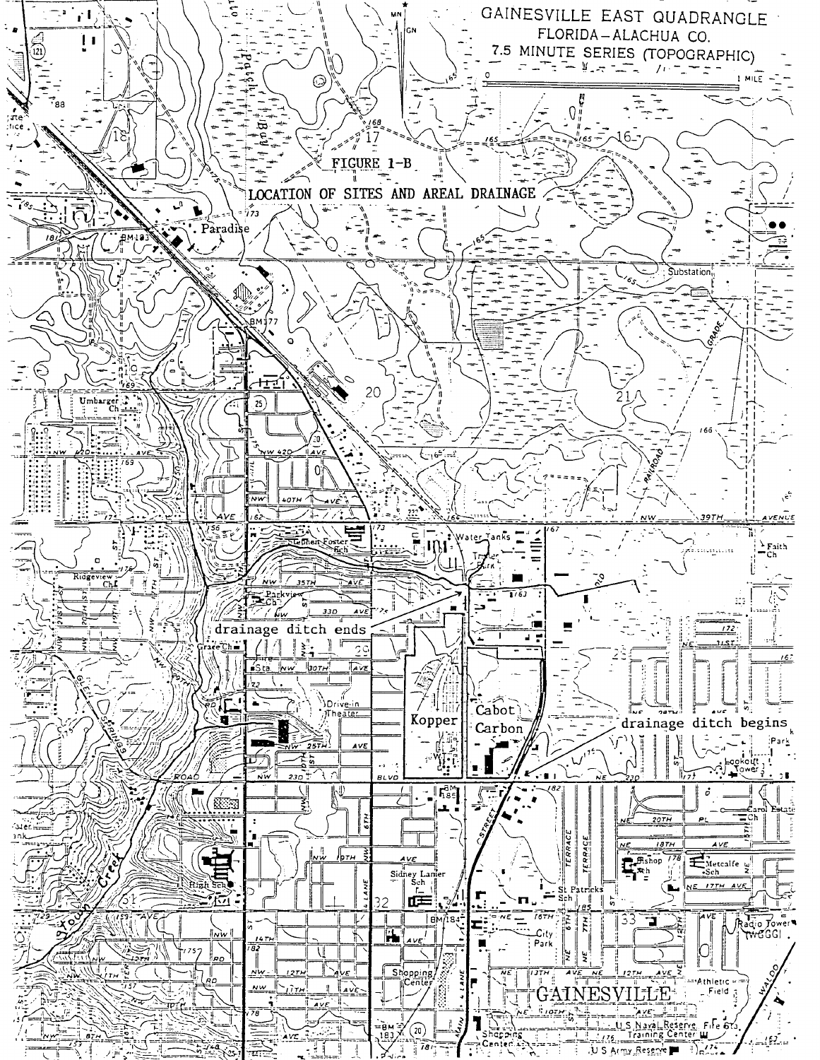GAINESVILLE EAST QUADRANGLE
FLORIDA-ALACHUA CO.
7.5 MINUTE SERIES (TOPOGRAPHIC)

FIGURE 1-B

LOCATION OF SITES AND AREAL DRAINAGE

drainage ditch ends

drainage ditch begins

Kopper

Cabot Carbon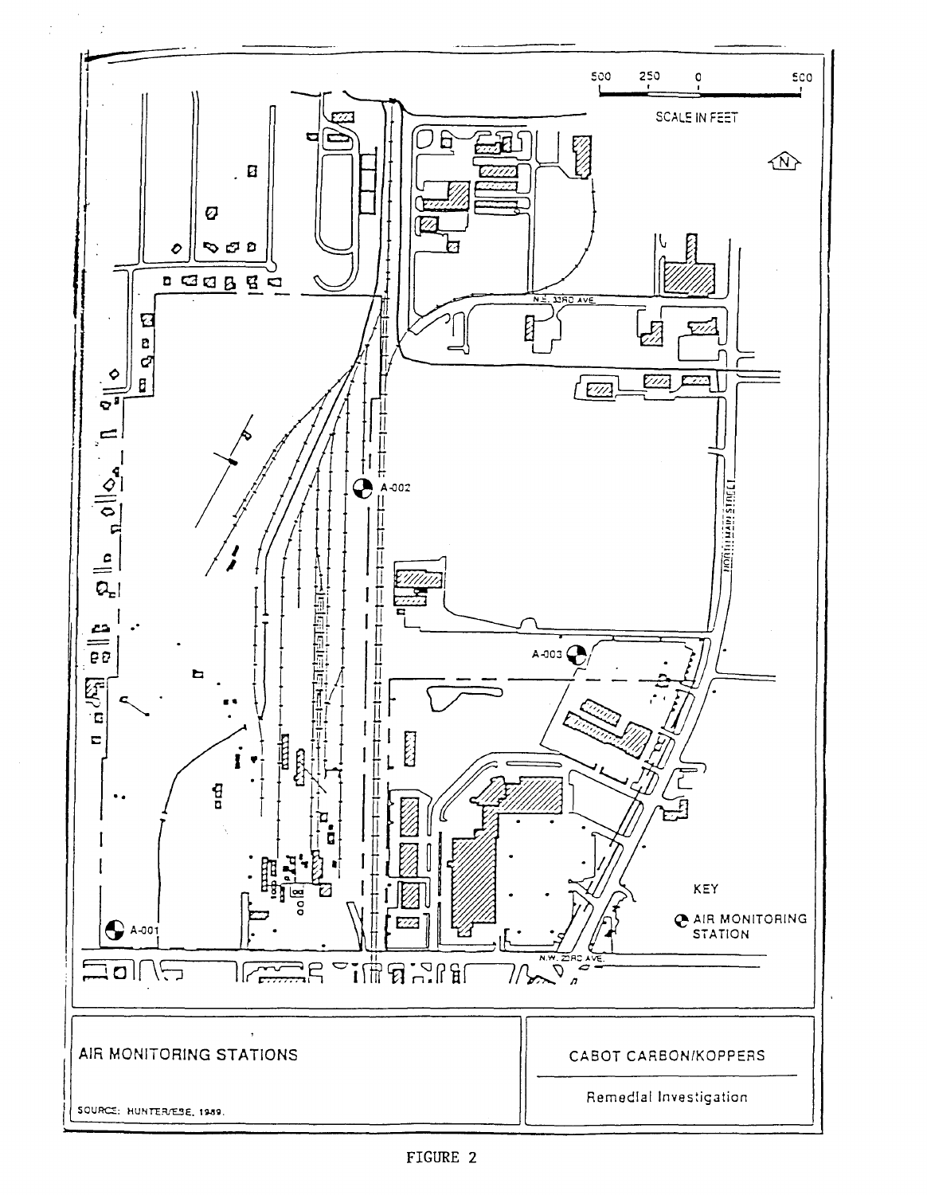500 250 0 500

SCALE IN FEET

N

N.E. 33RD AVE.

NORTH MAIN STREET

A-002

A-003

A-001

N.W. 23RD AVE.

KEY

AIR MONITORING STATION

AIR MONITORING STATIONS

SOURCE: HUNTER/ESE, 1989.

CABOT CARBON/KOPPERS

Remedial Investigation

FIGURE 2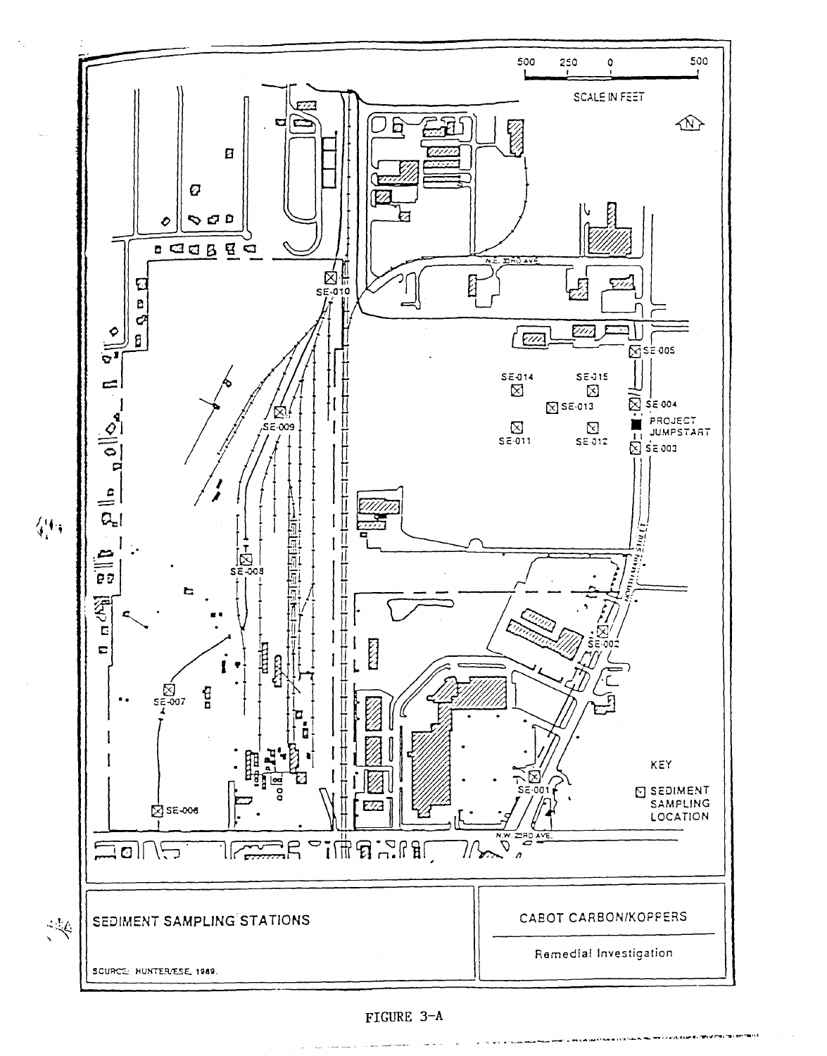500 250 0 500

SCALE IN FEET

N

N.E. 23RD AVE.

SE-010

SE-005

SE-014

SE-015

SE-013

SE-004

PROJECT JUMPSTART

SE-009

SE-011

SE-012

SE-003

HOLLYMAN STREET

SE-008

SE-002

SE-007

KEY

SEDIMENT SAMPLING LOCATION

SE-001

SE-006

N.W. 23RD AVE.

SEDIMENT SAMPLING STATIONS

SOURCE: HUNTER/ESE, 1989.

CABOT CARBON/KOPPERS

Remedial Investigation

FIGURE 3-A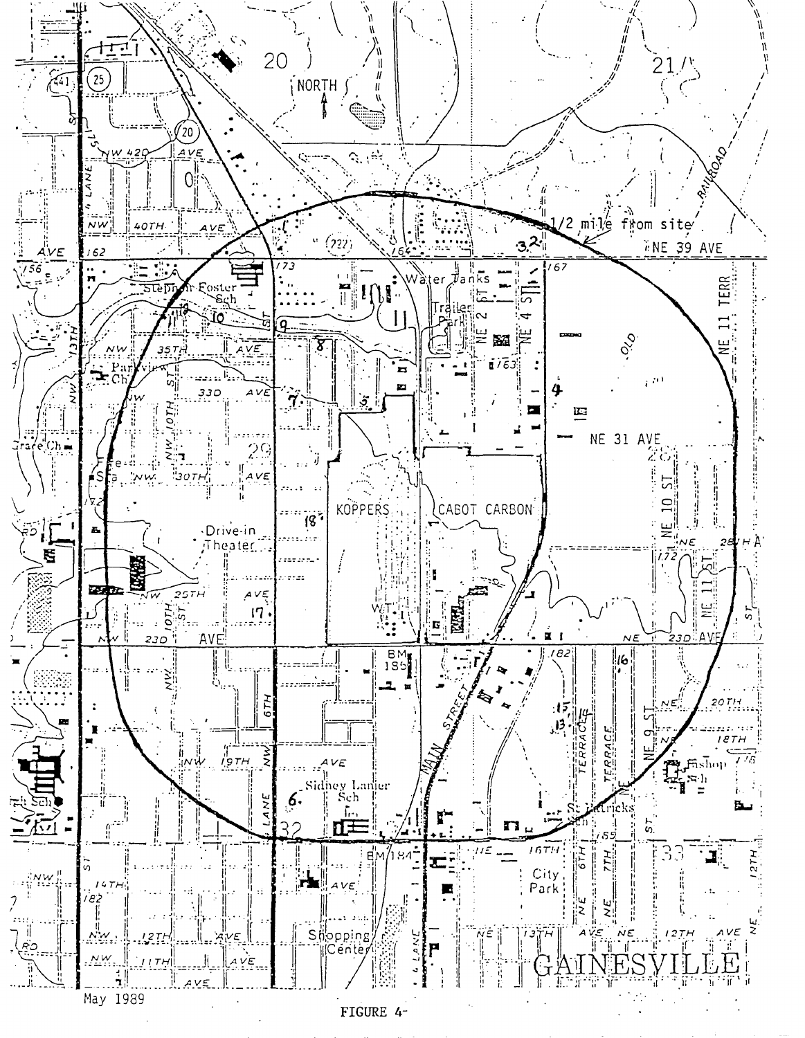May 1989

FIGURE 4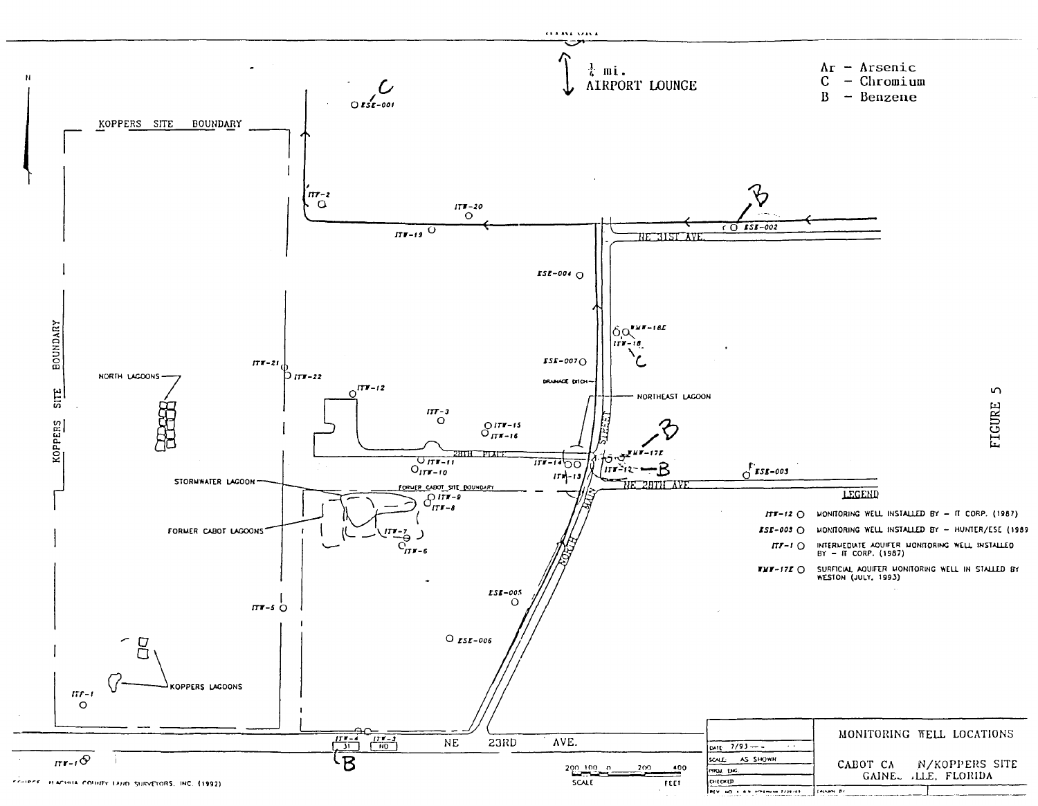AIRPORT

¼ mi.
AIRPORT LOUNGE

Ar - Arsenic
C - Chromium
B - Benzene

N

KOPPERS SITE BOUNDARY

C
ESE-001

ITF-2

ITW-20

ITW-19

B
ESE-002

NE 31ST AVE.

ESE-004

WMW-18E
ITW-18
C

ESE-007

DRAINAGE DITCH

NORTHEAST LAGOON

ITW-21
ITW-22

NORTH LAGOONS

ITW-12

ITF-3

ITW-15
ITW-16

28TH PLACE

ITW-11
ITW-10

ITW-14
ITW-13

B
WMW-17E
ITW-17 — B

ESE-003

NE 28TH AVE

STORMWATER LAGOON

FORMER CABOT SITE BOUNDARY

ITW-9
ITW-8

FORMER CABOT LAGOONS

ITW-7
ITW-6

NORTH MAIN STREET

ESE-005

ITW-5

ESE-006

KOPPERS LAGOONS

ITF-1

ITW-4
ITW-3
31
NO
B

NE 23RD AVE.

ITW-1

SOURCE: ALACHUA COUNTY LAND SURVEYORS, INC. (1992)

200 100 0 200 400
SCALE FEET

LEGEND

ITW-12 ○ MONITORING WELL INSTALLED BY - IT CORP. (1987)

ESE-003 ○ MONITORING WELL INSTALLED BY - HUNTER/ESE (1989

ITF-1 ○ INTERMEDIATE AQUIFER MONITORING WELL INSTALLED BY - IT CORP. (1987)

WMW-17E ○ SURFICIAL AQUIFER MONITORING WELL INSTALLED BY WESTON (JULY, 1993)

FIGURE 5

| | |
|---|---|
| DATE 7/93 | MONITORING WELL LOCATIONS |
| SCALE AS SHOWN | CABOT CA N/KOPPERS SITE |
| PROJ. ENG. | GAINE. .LLE, FLORIDA |
| CHECKED | |
| REV. NO. | DRAWN BY |